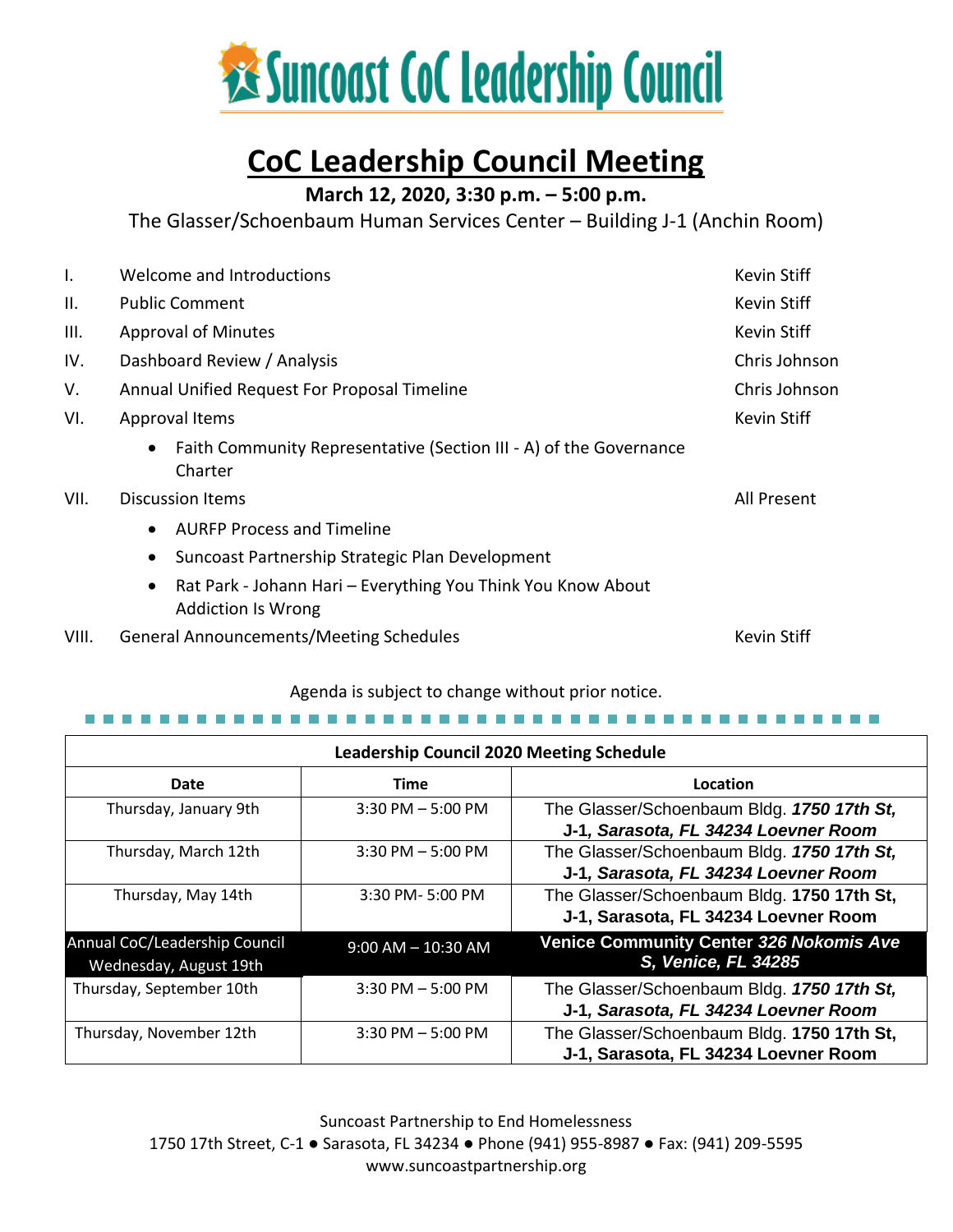# Suncoast CoC Leadership Council

## CoC Leadership Council Meeting

**March 12, 2020, 3:30 p.m. – 5:00 p.m.**

The Glasser/Schoenbaum Human Services Center – Building J-1 (Anchin Room)

| | | |
|---|---|---|
| I. | Welcome and Introductions | Kevin Stiff |
| II. | Public Comment | Kevin Stiff |
| III. | Approval of Minutes | Kevin Stiff |
| IV. | Dashboard Review / Analysis | Chris Johnson |
| V. | Annual Unified Request For Proposal Timeline | Chris Johnson |
| VI. | Approval Items<br>• Faith Community Representative (Section III - A) of the Governance Charter | Kevin Stiff |
| VII. | Discussion Items<br>• AURFP Process and Timeline<br>• Suncoast Partnership Strategic Plan Development<br>• Rat Park - Johann Hari – Everything You Think You Know About Addiction Is Wrong | All Present |
| VIII. | General Announcements/Meeting Schedules | Kevin Stiff |

Agenda is subject to change without prior notice.

| Leadership Council 2020 Meeting Schedule | | |
|---|---|---|
| **Date** | **Time** | **Location** |
| Thursday, January 9th | 3:30 PM – 5:00 PM | The Glasser/Schoenbaum Bldg. ***1750 17th St, J-1, Sarasota, FL 34234 Loevner Room*** |
| Thursday, March 12th | 3:30 PM – 5:00 PM | The Glasser/Schoenbaum Bldg. ***1750 17th St, J-1, Sarasota, FL 34234 Loevner Room*** |
| Thursday, May 14th | 3:30 PM- 5:00 PM | The Glasser/Schoenbaum Bldg. **1750 17th St, J-1, Sarasota, FL 34234 Loevner Room** |
| Annual CoC/Leadership Council Wednesday, August 19th | 9:00 AM – 10:30 AM | **Venice Community Center *326 Nokomis Ave S, Venice, FL 34285*** |
| Thursday, September 10th | 3:30 PM – 5:00 PM | The Glasser/Schoenbaum Bldg. ***1750 17th St, J-1, Sarasota, FL 34234 Loevner Room*** |
| Thursday, November 12th | 3:30 PM – 5:00 PM | The Glasser/Schoenbaum Bldg. **1750 17th St, J-1, Sarasota, FL 34234 Loevner Room** |

Suncoast Partnership to End Homelessness
1750 17th Street, C-1 ● Sarasota, FL 34234 ● Phone (941) 955-8987 ● Fax: (941) 209-5595
www.suncoastpartnership.org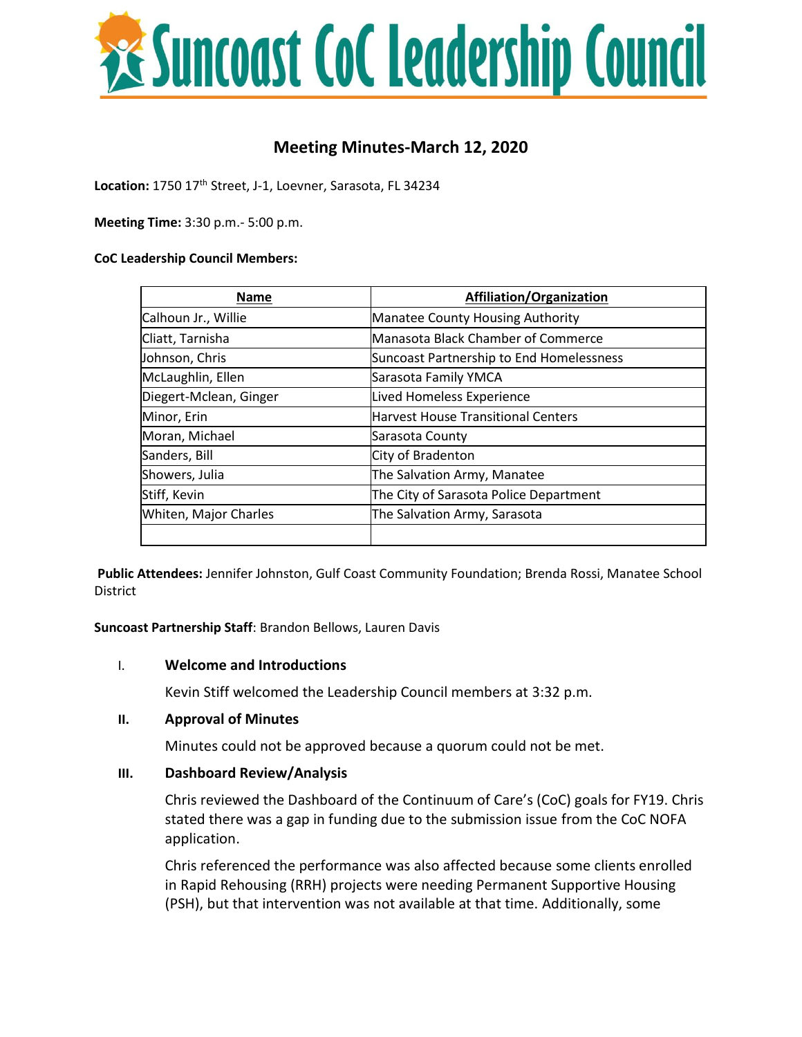# Suncoast CoC Leadership Council

## Meeting Minutes-March 12, 2020

**Location:** 1750 17th Street, J-1, Loevner, Sarasota, FL 34234

**Meeting Time:** 3:30 p.m.- 5:00 p.m.

**CoC Leadership Council Members:**

| Name | Affiliation/Organization |
|---|---|
| Calhoun Jr., Willie | Manatee County Housing Authority |
| Cliatt, Tarnisha | Manasota Black Chamber of Commerce |
| Johnson, Chris | Suncoast Partnership to End Homelessness |
| McLaughlin, Ellen | Sarasota Family YMCA |
| Diegert-Mclean, Ginger | Lived Homeless Experience |
| Minor, Erin | Harvest House Transitional Centers |
| Moran, Michael | Sarasota County |
| Sanders, Bill | City of Bradenton |
| Showers, Julia | The Salvation Army, Manatee |
| Stiff, Kevin | The City of Sarasota Police Department |
| Whiten, Major Charles | The Salvation Army, Sarasota |
| | |

**Public Attendees:** Jennifer Johnston, Gulf Coast Community Foundation; Brenda Rossi, Manatee School District

**Suncoast Partnership Staff**: Brandon Bellows, Lauren Davis

I. **Welcome and Introductions**

Kevin Stiff welcomed the Leadership Council members at 3:32 p.m.

**II. Approval of Minutes**

Minutes could not be approved because a quorum could not be met.

**III. Dashboard Review/Analysis**

Chris reviewed the Dashboard of the Continuum of Care's (CoC) goals for FY19. Chris stated there was a gap in funding due to the submission issue from the CoC NOFA application.

Chris referenced the performance was also affected because some clients enrolled in Rapid Rehousing (RRH) projects were needing Permanent Supportive Housing (PSH), but that intervention was not available at that time. Additionally, some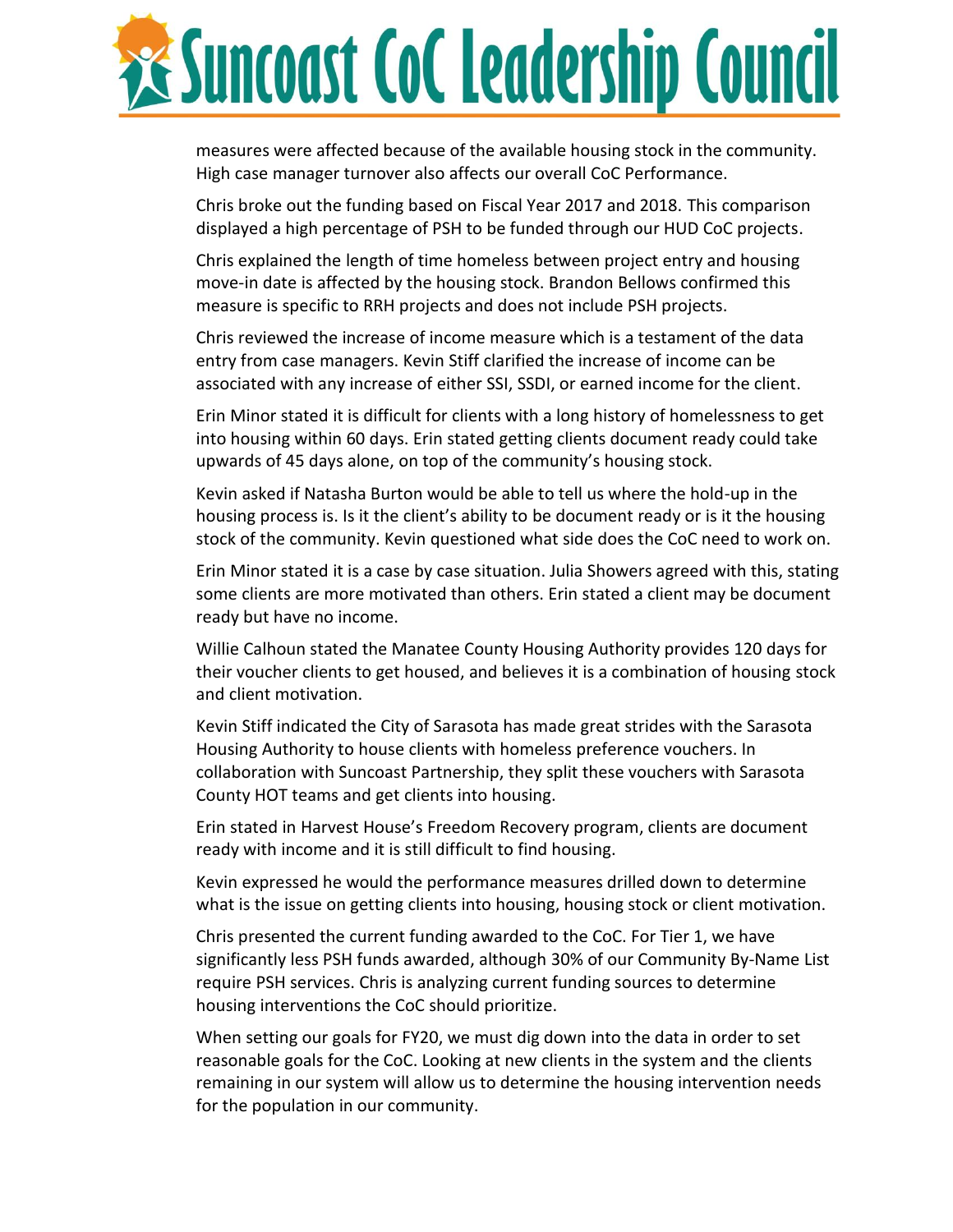measures were affected because of the available housing stock in the community. High case manager turnover also affects our overall CoC Performance.

Chris broke out the funding based on Fiscal Year 2017 and 2018. This comparison displayed a high percentage of PSH to be funded through our HUD CoC projects.

Chris explained the length of time homeless between project entry and housing move-in date is affected by the housing stock. Brandon Bellows confirmed this measure is specific to RRH projects and does not include PSH projects.

Chris reviewed the increase of income measure which is a testament of the data entry from case managers. Kevin Stiff clarified the increase of income can be associated with any increase of either SSI, SSDI, or earned income for the client.

Erin Minor stated it is difficult for clients with a long history of homelessness to get into housing within 60 days. Erin stated getting clients document ready could take upwards of 45 days alone, on top of the community's housing stock.

Kevin asked if Natasha Burton would be able to tell us where the hold-up in the housing process is. Is it the client's ability to be document ready or is it the housing stock of the community. Kevin questioned what side does the CoC need to work on.

Erin Minor stated it is a case by case situation. Julia Showers agreed with this, stating some clients are more motivated than others. Erin stated a client may be document ready but have no income.

Willie Calhoun stated the Manatee County Housing Authority provides 120 days for their voucher clients to get housed, and believes it is a combination of housing stock and client motivation.

Kevin Stiff indicated the City of Sarasota has made great strides with the Sarasota Housing Authority to house clients with homeless preference vouchers. In collaboration with Suncoast Partnership, they split these vouchers with Sarasota County HOT teams and get clients into housing.

Erin stated in Harvest House's Freedom Recovery program, clients are document ready with income and it is still difficult to find housing.

Kevin expressed he would the performance measures drilled down to determine what is the issue on getting clients into housing, housing stock or client motivation.

Chris presented the current funding awarded to the CoC. For Tier 1, we have significantly less PSH funds awarded, although 30% of our Community By-Name List require PSH services. Chris is analyzing current funding sources to determine housing interventions the CoC should prioritize.

When setting our goals for FY20, we must dig down into the data in order to set reasonable goals for the CoC. Looking at new clients in the system and the clients remaining in our system will allow us to determine the housing intervention needs for the population in our community.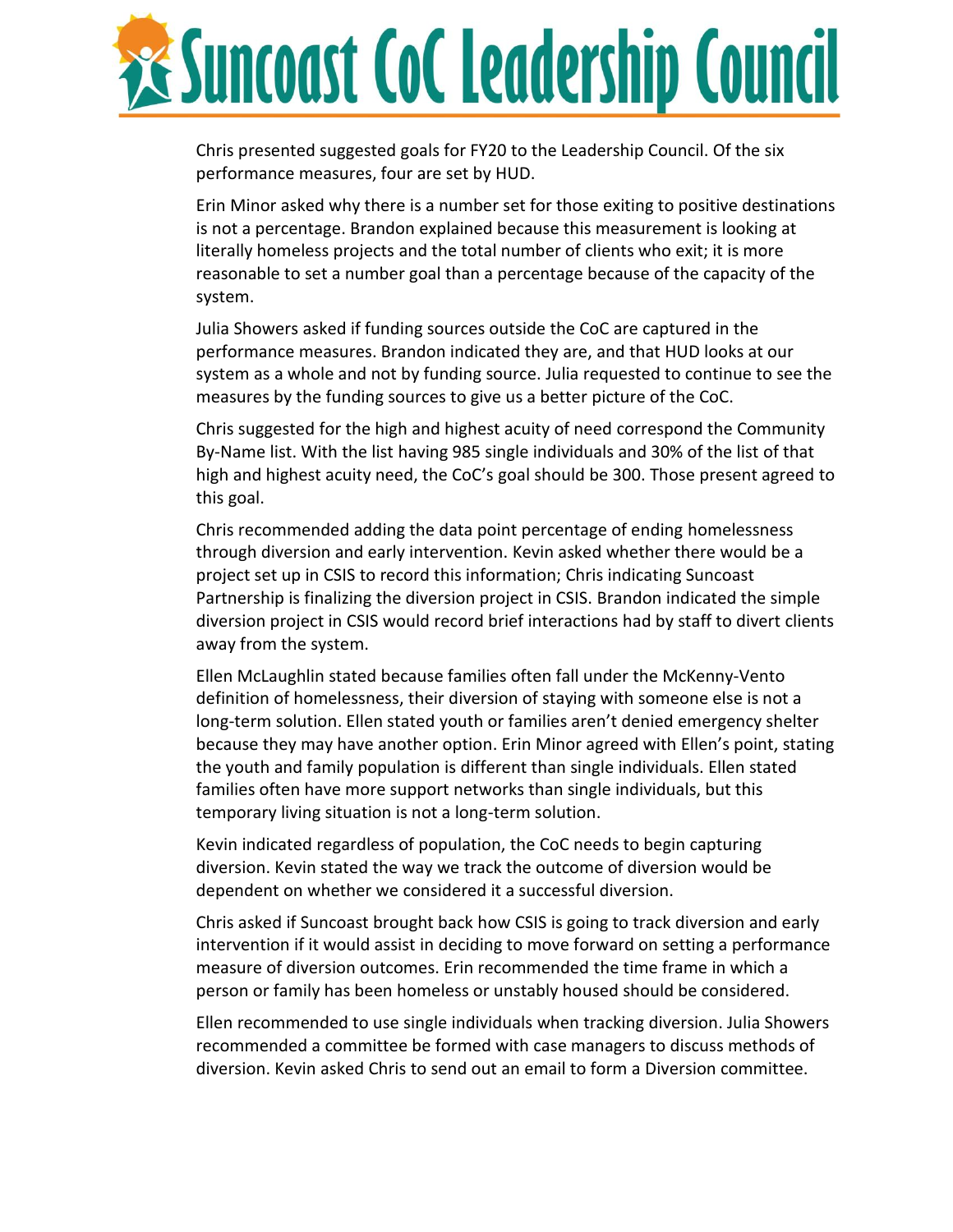Chris presented suggested goals for FY20 to the Leadership Council. Of the six performance measures, four are set by HUD.

Erin Minor asked why there is a number set for those exiting to positive destinations is not a percentage. Brandon explained because this measurement is looking at literally homeless projects and the total number of clients who exit; it is more reasonable to set a number goal than a percentage because of the capacity of the system.

Julia Showers asked if funding sources outside the CoC are captured in the performance measures. Brandon indicated they are, and that HUD looks at our system as a whole and not by funding source. Julia requested to continue to see the measures by the funding sources to give us a better picture of the CoC.

Chris suggested for the high and highest acuity of need correspond the Community By-Name list. With the list having 985 single individuals and 30% of the list of that high and highest acuity need, the CoC's goal should be 300. Those present agreed to this goal.

Chris recommended adding the data point percentage of ending homelessness through diversion and early intervention. Kevin asked whether there would be a project set up in CSIS to record this information; Chris indicating Suncoast Partnership is finalizing the diversion project in CSIS. Brandon indicated the simple diversion project in CSIS would record brief interactions had by staff to divert clients away from the system.

Ellen McLaughlin stated because families often fall under the McKenny-Vento definition of homelessness, their diversion of staying with someone else is not a long-term solution. Ellen stated youth or families aren't denied emergency shelter because they may have another option. Erin Minor agreed with Ellen's point, stating the youth and family population is different than single individuals. Ellen stated families often have more support networks than single individuals, but this temporary living situation is not a long-term solution.

Kevin indicated regardless of population, the CoC needs to begin capturing diversion. Kevin stated the way we track the outcome of diversion would be dependent on whether we considered it a successful diversion.

Chris asked if Suncoast brought back how CSIS is going to track diversion and early intervention if it would assist in deciding to move forward on setting a performance measure of diversion outcomes. Erin recommended the time frame in which a person or family has been homeless or unstably housed should be considered.

Ellen recommended to use single individuals when tracking diversion. Julia Showers recommended a committee be formed with case managers to discuss methods of diversion. Kevin asked Chris to send out an email to form a Diversion committee.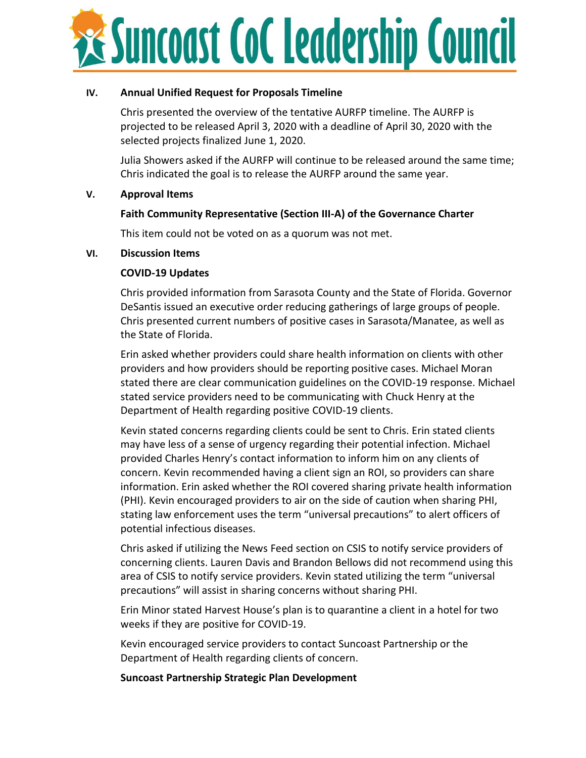# Suncoast CoC Leadership Council

**IV. Annual Unified Request for Proposals Timeline**

Chris presented the overview of the tentative AURFP timeline. The AURFP is projected to be released April 3, 2020 with a deadline of April 30, 2020 with the selected projects finalized June 1, 2020.

Julia Showers asked if the AURFP will continue to be released around the same time; Chris indicated the goal is to release the AURFP around the same year.

**V. Approval Items**

**Faith Community Representative (Section III-A) of the Governance Charter**

This item could not be voted on as a quorum was not met.

**VI. Discussion Items**

**COVID-19 Updates**

Chris provided information from Sarasota County and the State of Florida. Governor DeSantis issued an executive order reducing gatherings of large groups of people. Chris presented current numbers of positive cases in Sarasota/Manatee, as well as the State of Florida.

Erin asked whether providers could share health information on clients with other providers and how providers should be reporting positive cases. Michael Moran stated there are clear communication guidelines on the COVID-19 response. Michael stated service providers need to be communicating with Chuck Henry at the Department of Health regarding positive COVID-19 clients.

Kevin stated concerns regarding clients could be sent to Chris. Erin stated clients may have less of a sense of urgency regarding their potential infection. Michael provided Charles Henry's contact information to inform him on any clients of concern. Kevin recommended having a client sign an ROI, so providers can share information. Erin asked whether the ROI covered sharing private health information (PHI). Kevin encouraged providers to air on the side of caution when sharing PHI, stating law enforcement uses the term "universal precautions" to alert officers of potential infectious diseases.

Chris asked if utilizing the News Feed section on CSIS to notify service providers of concerning clients. Lauren Davis and Brandon Bellows did not recommend using this area of CSIS to notify service providers. Kevin stated utilizing the term "universal precautions" will assist in sharing concerns without sharing PHI.

Erin Minor stated Harvest House's plan is to quarantine a client in a hotel for two weeks if they are positive for COVID-19.

Kevin encouraged service providers to contact Suncoast Partnership or the Department of Health regarding clients of concern.

**Suncoast Partnership Strategic Plan Development**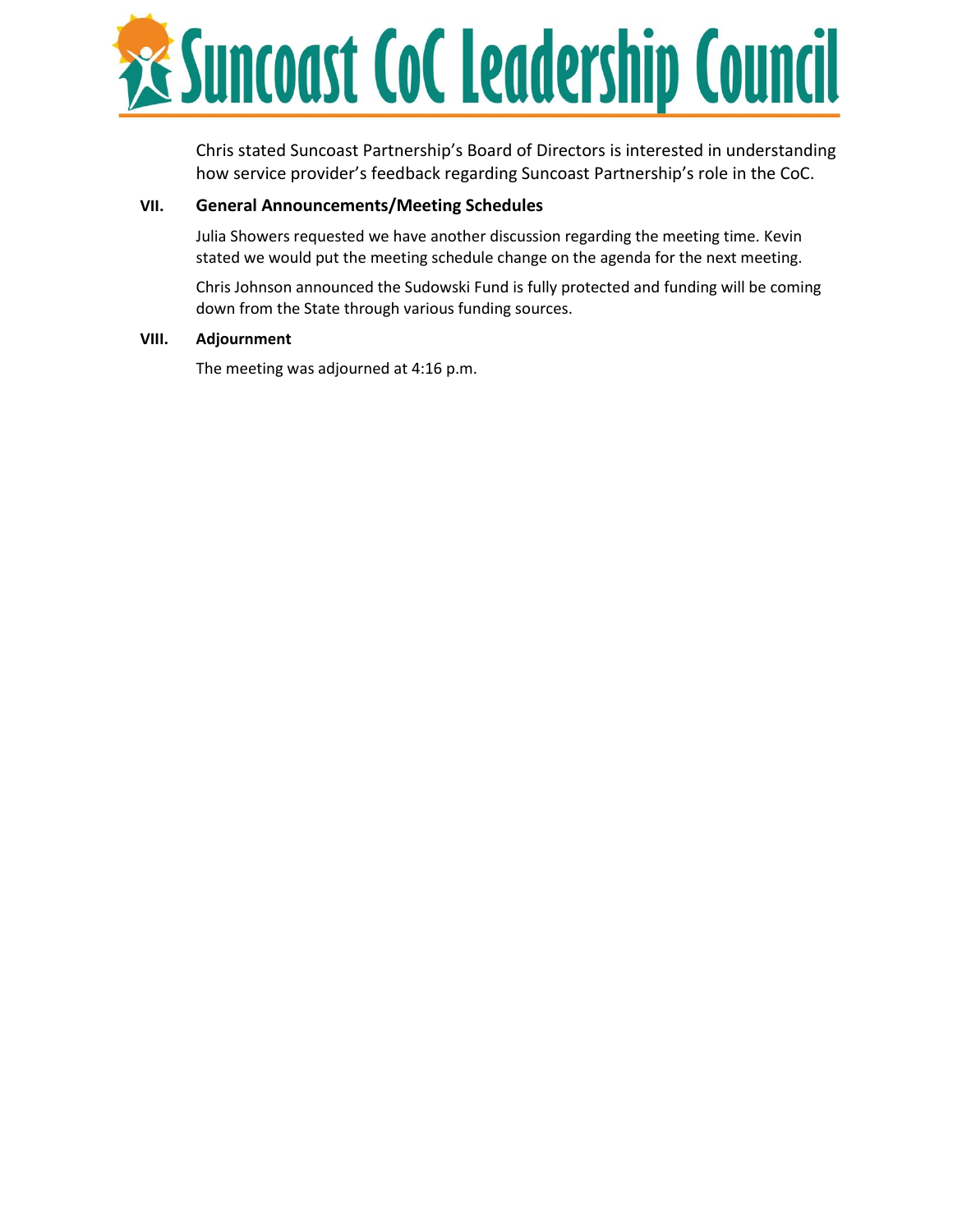Chris stated Suncoast Partnership's Board of Directors is interested in understanding how service provider's feedback regarding Suncoast Partnership's role in the CoC.

## VII. General Announcements/Meeting Schedules

Julia Showers requested we have another discussion regarding the meeting time. Kevin stated we would put the meeting schedule change on the agenda for the next meeting.

Chris Johnson announced the Sudowski Fund is fully protected and funding will be coming down from the State through various funding sources.

## VIII. Adjournment

The meeting was adjourned at 4:16 p.m.